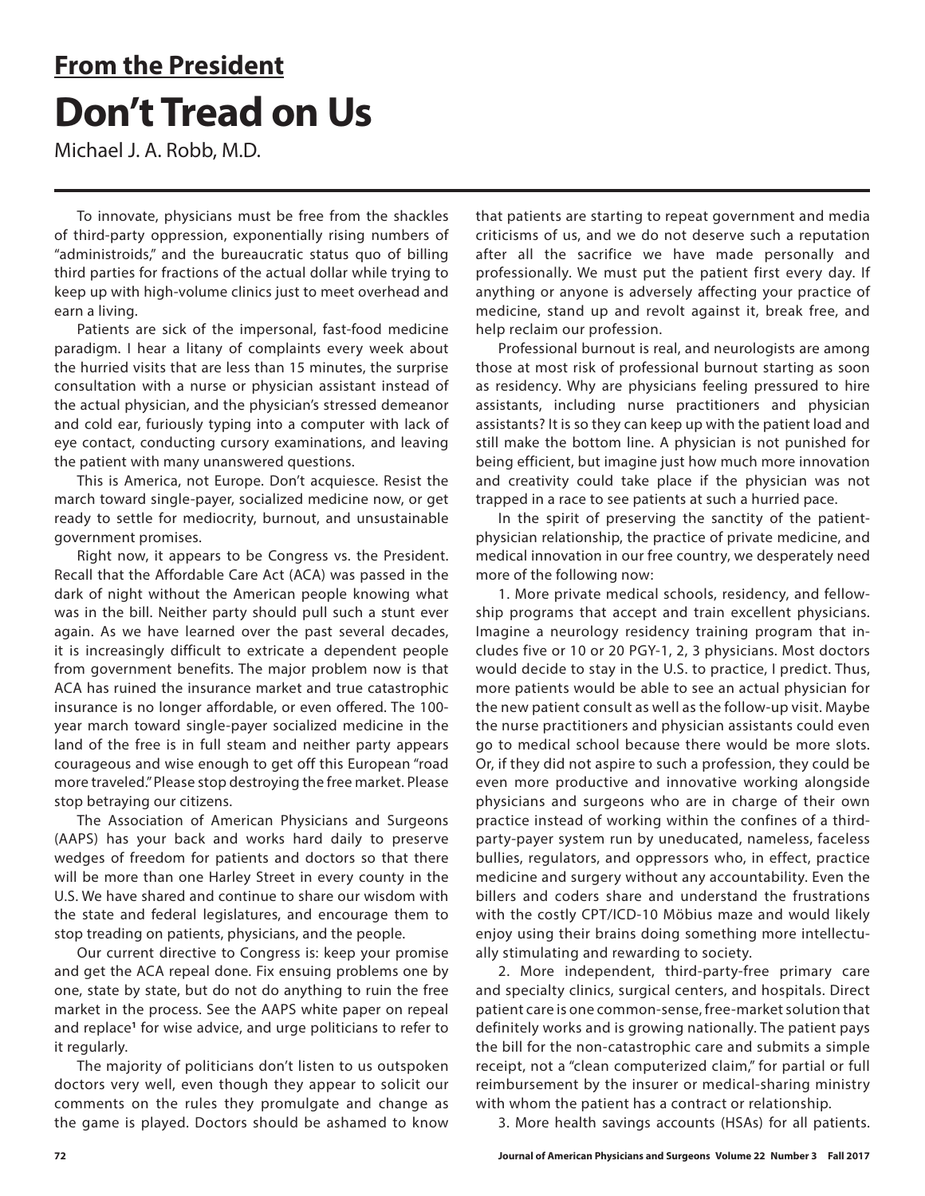## From the President

# Don't Tread on Us

Michael J. A. Robb, M.D.

To innovate, physicians must be free from the shackles of third-party oppression, exponentially rising numbers of "administroids," and the bureaucratic status quo of billing third parties for fractions of the actual dollar while trying to keep up with high-volume clinics just to meet overhead and earn a living.

Patients are sick of the impersonal, fast-food medicine paradigm. I hear a litany of complaints every week about the hurried visits that are less than 15 minutes, the surprise consultation with a nurse or physician assistant instead of the actual physician, and the physician's stressed demeanor and cold ear, furiously typing into a computer with lack of eye contact, conducting cursory examinations, and leaving the patient with many unanswered questions.

This is America, not Europe. Don't acquiesce. Resist the march toward single-payer, socialized medicine now, or get ready to settle for mediocrity, burnout, and unsustainable government promises.

Right now, it appears to be Congress vs. the President. Recall that the Affordable Care Act (ACA) was passed in the dark of night without the American people knowing what was in the bill. Neither party should pull such a stunt ever again. As we have learned over the past several decades, it is increasingly difficult to extricate a dependent people from government benefits. The major problem now is that ACA has ruined the insurance market and true catastrophic insurance is no longer affordable, or even offered. The 100-year march toward single-payer socialized medicine in the land of the free is in full steam and neither party appears courageous and wise enough to get off this European "road more traveled." Please stop destroying the free market. Please stop betraying our citizens.

The Association of American Physicians and Surgeons (AAPS) has your back and works hard daily to preserve wedges of freedom for patients and doctors so that there will be more than one Harley Street in every county in the U.S. We have shared and continue to share our wisdom with the state and federal legislatures, and encourage them to stop treading on patients, physicians, and the people.

Our current directive to Congress is: keep your promise and get the ACA repeal done. Fix ensuing problems one by one, state by state, but do not do anything to ruin the free market in the process. See the AAPS white paper on repeal and replace[1] for wise advice, and urge politicians to refer to it regularly.

The majority of politicians don't listen to us outspoken doctors very well, even though they appear to solicit our comments on the rules they promulgate and change as the game is played. Doctors should be ashamed to know that patients are starting to repeat government and media criticisms of us, and we do not deserve such a reputation after all the sacrifice we have made personally and professionally. We must put the patient first every day. If anything or anyone is adversely affecting your practice of medicine, stand up and revolt against it, break free, and help reclaim our profession.

Professional burnout is real, and neurologists are among those at most risk of professional burnout starting as soon as residency. Why are physicians feeling pressured to hire assistants, including nurse practitioners and physician assistants? It is so they can keep up with the patient load and still make the bottom line. A physician is not punished for being efficient, but imagine just how much more innovation and creativity could take place if the physician was not trapped in a race to see patients at such a hurried pace.

In the spirit of preserving the sanctity of the patient-physician relationship, the practice of private medicine, and medical innovation in our free country, we desperately need more of the following now:

1. More private medical schools, residency, and fellowship programs that accept and train excellent physicians. Imagine a neurology residency training program that includes five or 10 or 20 PGY-1, 2, 3 physicians. Most doctors would decide to stay in the U.S. to practice, I predict. Thus, more patients would be able to see an actual physician for the new patient consult as well as the follow-up visit. Maybe the nurse practitioners and physician assistants could even go to medical school because there would be more slots. Or, if they did not aspire to such a profession, they could be even more productive and innovative working alongside physicians and surgeons who are in charge of their own practice instead of working within the confines of a third-party-payer system run by uneducated, nameless, faceless bullies, regulators, and oppressors who, in effect, practice medicine and surgery without any accountability. Even the billers and coders share and understand the frustrations with the costly CPT/ICD-10 Möbius maze and would likely enjoy using their brains doing something more intellectually stimulating and rewarding to society.

2. More independent, third-party-free primary care and specialty clinics, surgical centers, and hospitals. Direct patient care is one common-sense, free-market solution that definitely works and is growing nationally. The patient pays the bill for the non-catastrophic care and submits a simple receipt, not a "clean computerized claim," for partial or full reimbursement by the insurer or medical-sharing ministry with whom the patient has a contract or relationship.

3. More health savings accounts (HSAs) for all patients.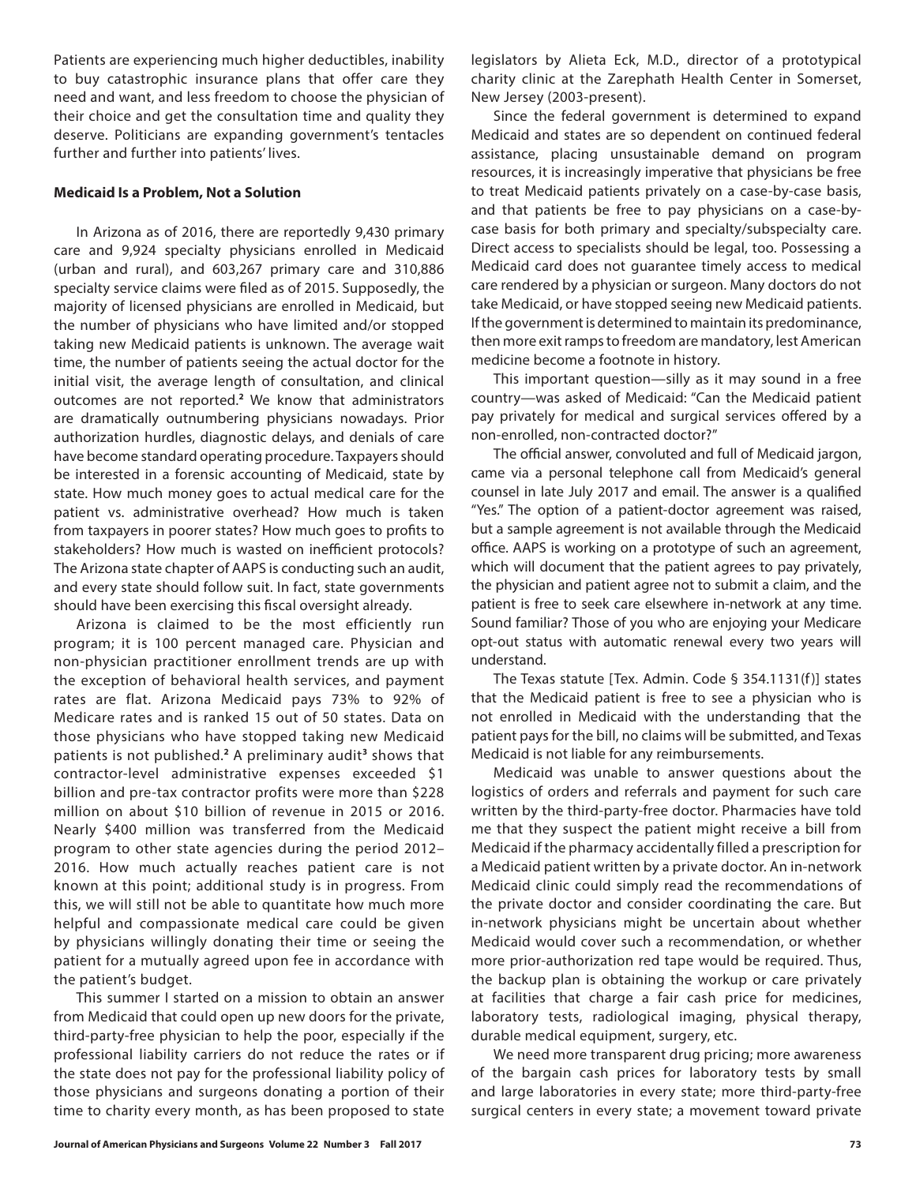Patients are experiencing much higher deductibles, inability to buy catastrophic insurance plans that offer care they need and want, and less freedom to choose the physician of their choice and get the consultation time and quality they deserve. Politicians are expanding government's tentacles further and further into patients' lives.

**Medicaid Is a Problem, Not a Solution**

In Arizona as of 2016, there are reportedly 9,430 primary care and 9,924 specialty physicians enrolled in Medicaid (urban and rural), and 603,267 primary care and 310,886 specialty service claims were filed as of 2015. Supposedly, the majority of licensed physicians are enrolled in Medicaid, but the number of physicians who have limited and/or stopped taking new Medicaid patients is unknown. The average wait time, the number of patients seeing the actual doctor for the initial visit, the average length of consultation, and clinical outcomes are not reported.[2] We know that administrators are dramatically outnumbering physicians nowadays. Prior authorization hurdles, diagnostic delays, and denials of care have become standard operating procedure. Taxpayers should be interested in a forensic accounting of Medicaid, state by state. How much money goes to actual medical care for the patient vs. administrative overhead? How much is taken from taxpayers in poorer states? How much goes to profits to stakeholders? How much is wasted on inefficient protocols? The Arizona state chapter of AAPS is conducting such an audit, and every state should follow suit. In fact, state governments should have been exercising this fiscal oversight already.

Arizona is claimed to be the most efficiently run program; it is 100 percent managed care. Physician and non-physician practitioner enrollment trends are up with the exception of behavioral health services, and payment rates are flat. Arizona Medicaid pays 73% to 92% of Medicare rates and is ranked 15 out of 50 states. Data on those physicians who have stopped taking new Medicaid patients is not published.[2] A preliminary audit[3] shows that contractor-level administrative expenses exceeded $1 billion and pre-tax contractor profits were more than $228 million on about $10 billion of revenue in 2015 or 2016. Nearly $400 million was transferred from the Medicaid program to other state agencies during the period 2012–2016. How much actually reaches patient care is not known at this point; additional study is in progress. From this, we will still not be able to quantitate how much more helpful and compassionate medical care could be given by physicians willingly donating their time or seeing the patient for a mutually agreed upon fee in accordance with the patient's budget.

This summer I started on a mission to obtain an answer from Medicaid that could open up new doors for the private, third-party-free physician to help the poor, especially if the professional liability carriers do not reduce the rates or if the state does not pay for the professional liability policy of those physicians and surgeons donating a portion of their time to charity every month, as has been proposed to state legislators by Alieta Eck, M.D., director of a prototypical charity clinic at the Zarephath Health Center in Somerset, New Jersey (2003-present).

Since the federal government is determined to expand Medicaid and states are so dependent on continued federal assistance, placing unsustainable demand on program resources, it is increasingly imperative that physicians be free to treat Medicaid patients privately on a case-by-case basis, and that patients be free to pay physicians on a case-by-case basis for both primary and specialty/subspecialty care. Direct access to specialists should be legal, too. Possessing a Medicaid card does not guarantee timely access to medical care rendered by a physician or surgeon. Many doctors do not take Medicaid, or have stopped seeing new Medicaid patients. If the government is determined to maintain its predominance, then more exit ramps to freedom are mandatory, lest American medicine become a footnote in history.

This important question—silly as it may sound in a free country—was asked of Medicaid: "Can the Medicaid patient pay privately for medical and surgical services offered by a non-enrolled, non-contracted doctor?"

The official answer, convoluted and full of Medicaid jargon, came via a personal telephone call from Medicaid's general counsel in late July 2017 and email. The answer is a qualified "Yes." The option of a patient-doctor agreement was raised, but a sample agreement is not available through the Medicaid office. AAPS is working on a prototype of such an agreement, which will document that the patient agrees to pay privately, the physician and patient agree not to submit a claim, and the patient is free to seek care elsewhere in-network at any time. Sound familiar? Those of you who are enjoying your Medicare opt-out status with automatic renewal every two years will understand.

The Texas statute [Tex. Admin. Code § 354.1131(f)] states that the Medicaid patient is free to see a physician who is not enrolled in Medicaid with the understanding that the patient pays for the bill, no claims will be submitted, and Texas Medicaid is not liable for any reimbursements.

Medicaid was unable to answer questions about the logistics of orders and referrals and payment for such care written by the third-party-free doctor. Pharmacies have told me that they suspect the patient might receive a bill from Medicaid if the pharmacy accidentally filled a prescription for a Medicaid patient written by a private doctor. An in-network Medicaid clinic could simply read the recommendations of the private doctor and consider coordinating the care. But in-network physicians might be uncertain about whether Medicaid would cover such a recommendation, or whether more prior-authorization red tape would be required. Thus, the backup plan is obtaining the workup or care privately at facilities that charge a fair cash price for medicines, laboratory tests, radiological imaging, physical therapy, durable medical equipment, surgery, etc.

We need more transparent drug pricing; more awareness of the bargain cash prices for laboratory tests by small and large laboratories in every state; more third-party-free surgical centers in every state; a movement toward private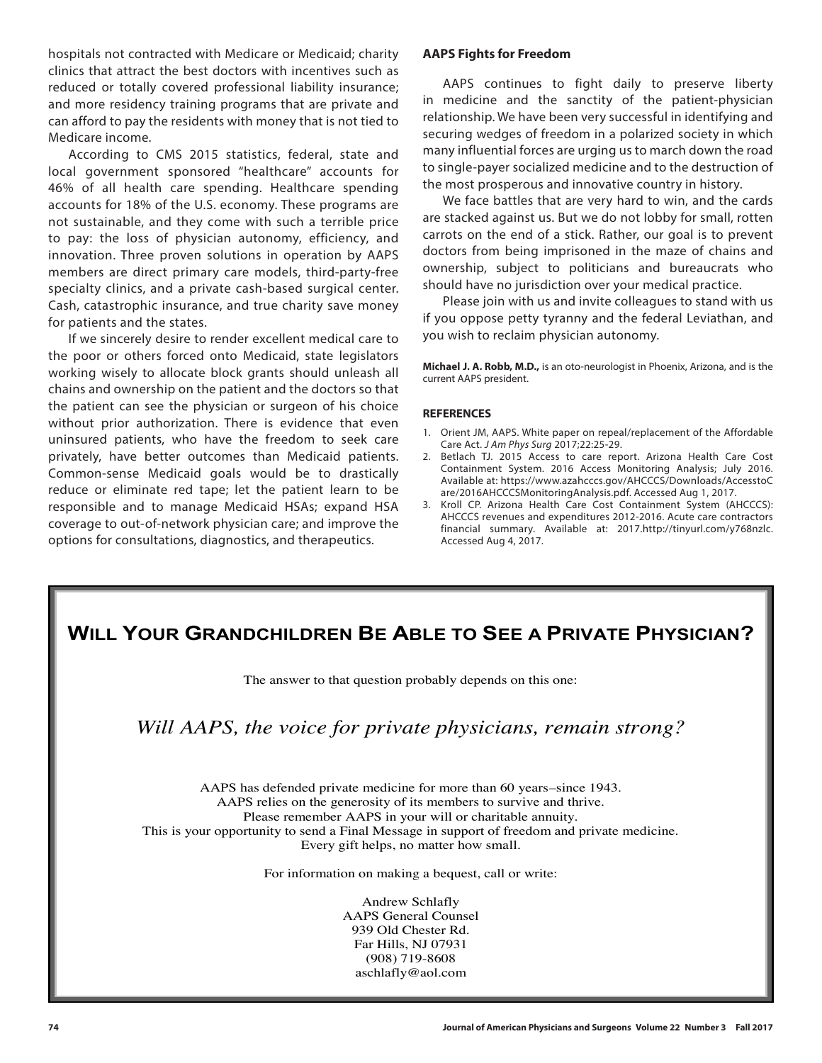hospitals not contracted with Medicare or Medicaid; charity clinics that attract the best doctors with incentives such as reduced or totally covered professional liability insurance; and more residency training programs that are private and can afford to pay the residents with money that is not tied to Medicare income.

According to CMS 2015 statistics, federal, state and local government sponsored "healthcare" accounts for 46% of all health care spending. Healthcare spending accounts for 18% of the U.S. economy. These programs are not sustainable, and they come with such a terrible price to pay: the loss of physician autonomy, efficiency, and innovation. Three proven solutions in operation by AAPS members are direct primary care models, third-party-free specialty clinics, and a private cash-based surgical center. Cash, catastrophic insurance, and true charity save money for patients and the states.

If we sincerely desire to render excellent medical care to the poor or others forced onto Medicaid, state legislators working wisely to allocate block grants should unleash all chains and ownership on the patient and the doctors so that the patient can see the physician or surgeon of his choice without prior authorization. There is evidence that even uninsured patients, who have the freedom to seek care privately, have better outcomes than Medicaid patients. Common-sense Medicaid goals would be to drastically reduce or eliminate red tape; let the patient learn to be responsible and to manage Medicaid HSAs; expand HSA coverage to out-of-network physician care; and improve the options for consultations, diagnostics, and therapeutics.

### AAPS Fights for Freedom

AAPS continues to fight daily to preserve liberty in medicine and the sanctity of the patient-physician relationship. We have been very successful in identifying and securing wedges of freedom in a polarized society in which many influential forces are urging us to march down the road to single-payer socialized medicine and to the destruction of the most prosperous and innovative country in history.

We face battles that are very hard to win, and the cards are stacked against us. But we do not lobby for small, rotten carrots on the end of a stick. Rather, our goal is to prevent doctors from being imprisoned in the maze of chains and ownership, subject to politicians and bureaucrats who should have no jurisdiction over your medical practice.

Please join with us and invite colleagues to stand with us if you oppose petty tyranny and the federal Leviathan, and you wish to reclaim physician autonomy.

**Michael J. A. Robb, M.D.,** is an oto-neurologist in Phoenix, Arizona, and is the current AAPS president.

### REFERENCES

1. Orient JM, AAPS. White paper on repeal/replacement of the Affordable Care Act. *J Am Phys Surg* 2017;22:25-29.
2. Betlach TJ. 2015 Access to care report. Arizona Health Care Cost Containment System. 2016 Access Monitoring Analysis; July 2016. Available at: https://www.azahcccs.gov/AHCCCS/Downloads/AccesstoCare/2016AHCCCSMonitoringAnalysis.pdf. Accessed Aug 1, 2017.
3. Kroll CP. Arizona Health Care Cost Containment System (AHCCCS): AHCCCS revenues and expenditures 2012-2016. Acute care contractors financial summary. Available at: 2017.http://tinyurl.com/y768nzlc. Accessed Aug 4, 2017.

## Will Your Grandchildren Be Able to See a Private Physician?

The answer to that question probably depends on this one:

*Will AAPS, the voice for private physicians, remain strong?*

AAPS has defended private medicine for more than 60 years–since 1943.
AAPS relies on the generosity of its members to survive and thrive.
Please remember AAPS in your will or charitable annuity.
This is your opportunity to send a Final Message in support of freedom and private medicine.
Every gift helps, no matter how small.

For information on making a bequest, call or write:

Andrew Schlafly
AAPS General Counsel
939 Old Chester Rd.
Far Hills, NJ 07931
(908) 719-8608
aschlafly@aol.com